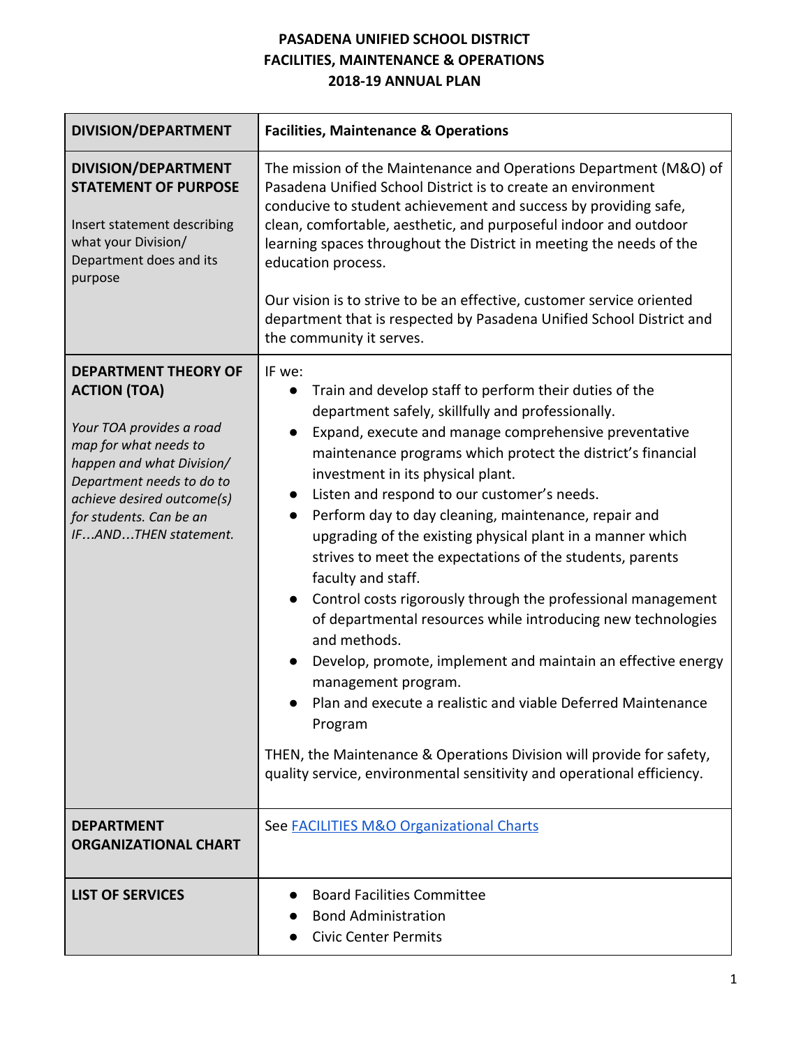# PASADENA UNIFIED SCHOOL DISTRICT
# FACILITIES, MAINTENANCE & OPERATIONS
# 2018-19 ANNUAL PLAN

| DIVISION/DEPARTMENT | Facilities, Maintenance & Operations |
|---|---|
| **DIVISION/DEPARTMENT STATEMENT OF PURPOSE**<br><br>Insert statement describing what your Division/ Department does and its purpose | The mission of the Maintenance and Operations Department (M&O) of Pasadena Unified School District is to create an environment conducive to student achievement and success by providing safe, clean, comfortable, aesthetic, and purposeful indoor and outdoor learning spaces throughout the District in meeting the needs of the education process.<br><br>Our vision is to strive to be an effective, customer service oriented department that is respected by Pasadena Unified School District and the community it serves. |
| **DEPARTMENT THEORY OF ACTION (TOA)**<br><br>*Your TOA provides a road map for what needs to happen and what Division/ Department needs to do to achieve desired outcome(s) for students. Can be an IF…AND…THEN statement.* | IF we:<br>● Train and develop staff to perform their duties of the department safely, skillfully and professionally.<br>● Expand, execute and manage comprehensive preventative maintenance programs which protect the district's financial investment in its physical plant.<br>● Listen and respond to our customer's needs.<br>● Perform day to day cleaning, maintenance, repair and upgrading of the existing physical plant in a manner which strives to meet the expectations of the students, parents faculty and staff.<br>● Control costs rigorously through the professional management of departmental resources while introducing new technologies and methods.<br>● Develop, promote, implement and maintain an effective energy management program.<br>● Plan and execute a realistic and viable Deferred Maintenance Program<br><br>THEN, the Maintenance & Operations Division will provide for safety, quality service, environmental sensitivity and operational efficiency. |
| **DEPARTMENT ORGANIZATIONAL CHART** | See [FACILITIES M&O Organizational Charts] |
| **LIST OF SERVICES** | ● Board Facilities Committee<br>● Bond Administration<br>● Civic Center Permits |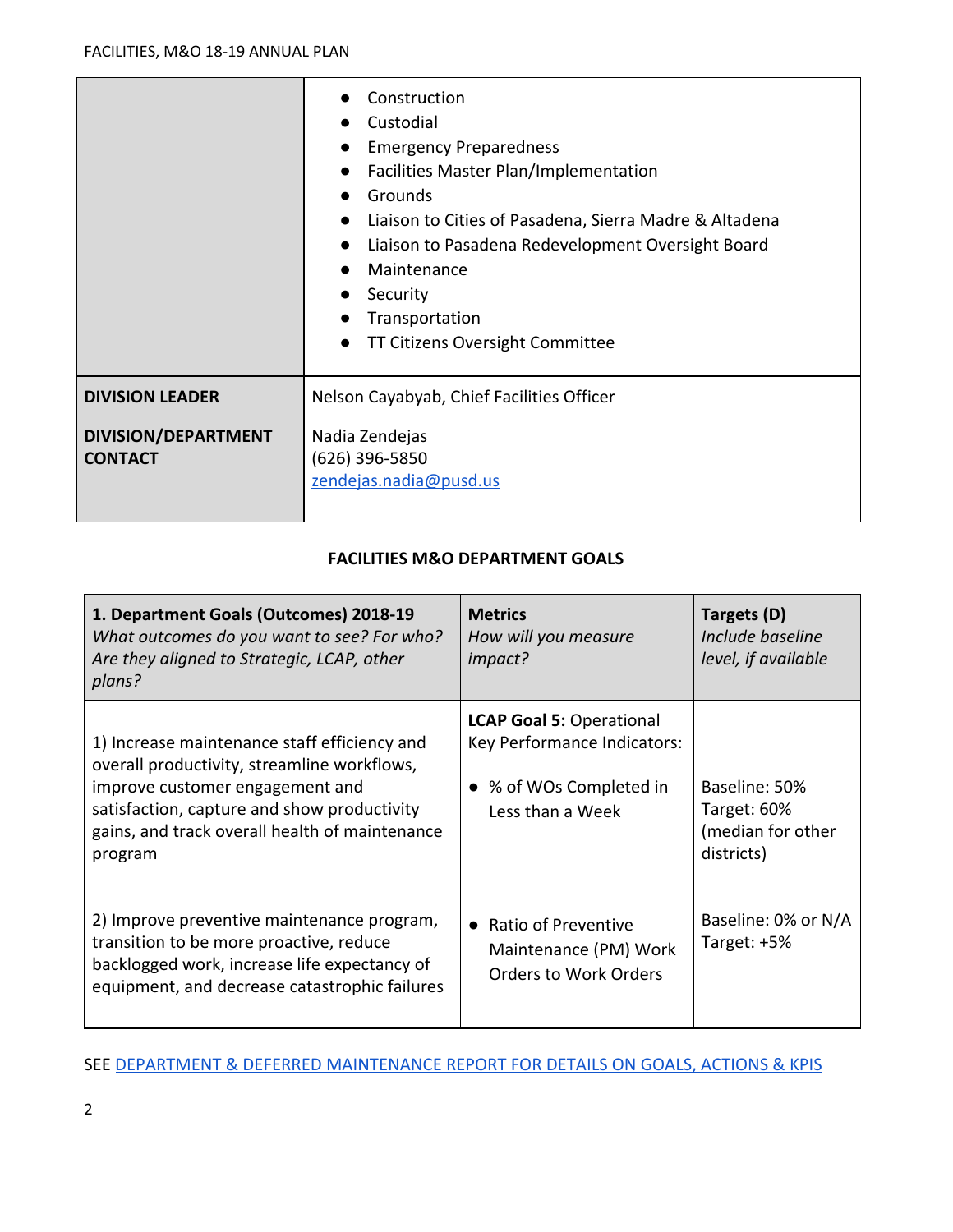| | |
|---|---|
| | • Construction<br>• Custodial<br>• Emergency Preparedness<br>• Facilities Master Plan/Implementation<br>• Grounds<br>• Liaison to Cities of Pasadena, Sierra Madre & Altadena<br>• Liaison to Pasadena Redevelopment Oversight Board<br>• Maintenance<br>• Security<br>• Transportation<br>• TT Citizens Oversight Committee |
| **DIVISION LEADER** | Nelson Cayabyab, Chief Facilities Officer |
| **DIVISION/DEPARTMENT CONTACT** | Nadia Zendejas<br>(626) 396-5850<br>zendejas.nadia@pusd.us |

**FACILITIES M&O DEPARTMENT GOALS**

| **1. Department Goals (Outcomes) 2018-19**<br>*What outcomes do you want to see? For who? Are they aligned to Strategic, LCAP, other plans?* | **Metrics**<br>*How will you measure impact?* | **Targets (D)**<br>*Include baseline level, if available* |
|---|---|---|
| 1) Increase maintenance staff efficiency and overall productivity, streamline workflows, improve customer engagement and satisfaction, capture and show productivity gains, and track overall health of maintenance program | **LCAP Goal 5:** Operational Key Performance Indicators:<br>• % of WOs Completed in Less than a Week | Baseline: 50%<br>Target: 60% (median for other districts) |
| 2) Improve preventive maintenance program, transition to be more proactive, reduce backlogged work, increase life expectancy of equipment, and decrease catastrophic failures | • Ratio of Preventive Maintenance (PM) Work Orders to Work Orders | Baseline: 0% or N/A<br>Target: +5% |

SEE DEPARTMENT & DEFERRED MAINTENANCE REPORT FOR DETAILS ON GOALS, ACTIONS & KPIS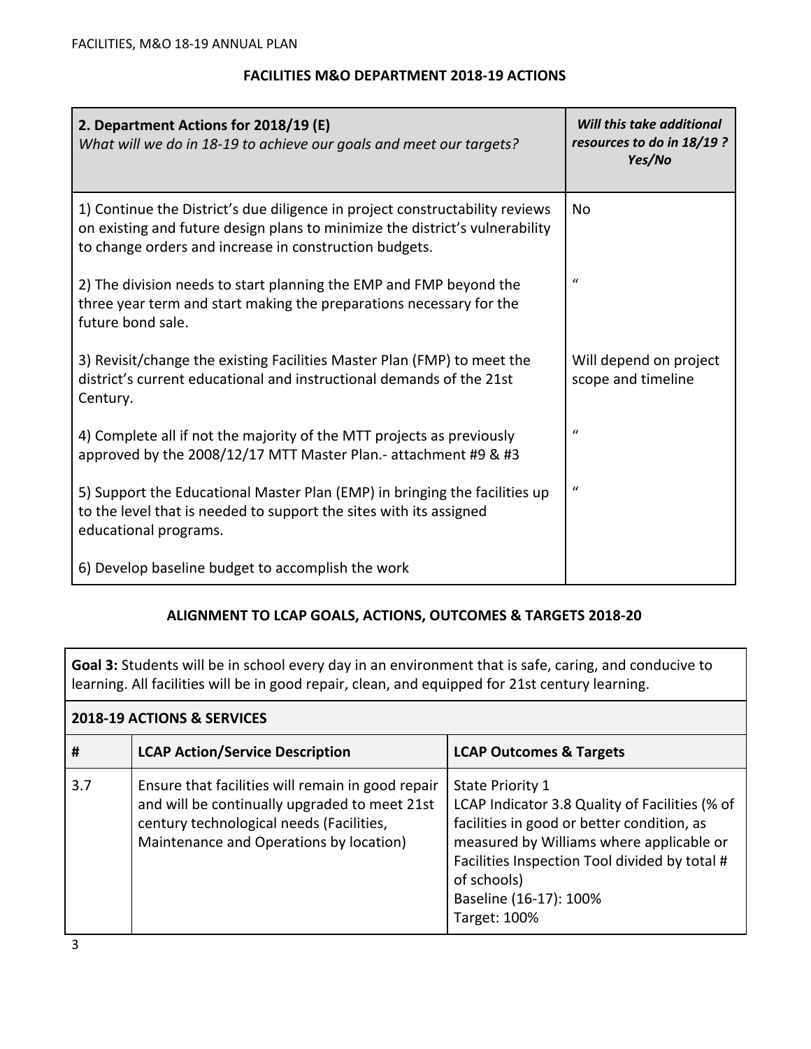## FACILITIES M&O DEPARTMENT 2018-19 ACTIONS

| **2. Department Actions for 2018/19 (E)** *What will we do in 18-19 to achieve our goals and meet our targets?* | ***Will this take additional resources to do in 18/19 ? Yes/No*** |
|---|---|
| 1) Continue the District's due diligence in project constructability reviews on existing and future design plans to minimize the district's vulnerability to change orders and increase in construction budgets. | No |
| 2) The division needs to start planning the EMP and FMP beyond the three year term and start making the preparations necessary for the future bond sale. | " |
| 3) Revisit/change the existing Facilities Master Plan (FMP) to meet the district's current educational and instructional demands of the 21st Century. | Will depend on project scope and timeline |
| 4) Complete all if not the majority of the MTT projects as previously approved by the 2008/12/17 MTT Master Plan.- attachment #9 & #3 | " |
| 5) Support the Educational Master Plan (EMP) in bringing the facilities up to the level that is needed to support the sites with its assigned educational programs. | " |
| 6) Develop baseline budget to accomplish the work | |

## ALIGNMENT TO LCAP GOALS, ACTIONS, OUTCOMES & TARGETS 2018-20

**Goal 3:** Students will be in school every day in an environment that is safe, caring, and conducive to learning. All facilities will be in good repair, clean, and equipped for 21st century learning.

**2018-19 ACTIONS & SERVICES**

| # | LCAP Action/Service Description | LCAP Outcomes & Targets |
|---|---|---|
| 3.7 | Ensure that facilities will remain in good repair and will be continually upgraded to meet 21st century technological needs (Facilities, Maintenance and Operations by location) | State Priority 1<br>LCAP Indicator 3.8 Quality of Facilities (% of facilities in good or better condition, as measured by Williams where applicable or Facilities Inspection Tool divided by total # of schools)<br>Baseline (16-17): 100%<br>Target: 100% |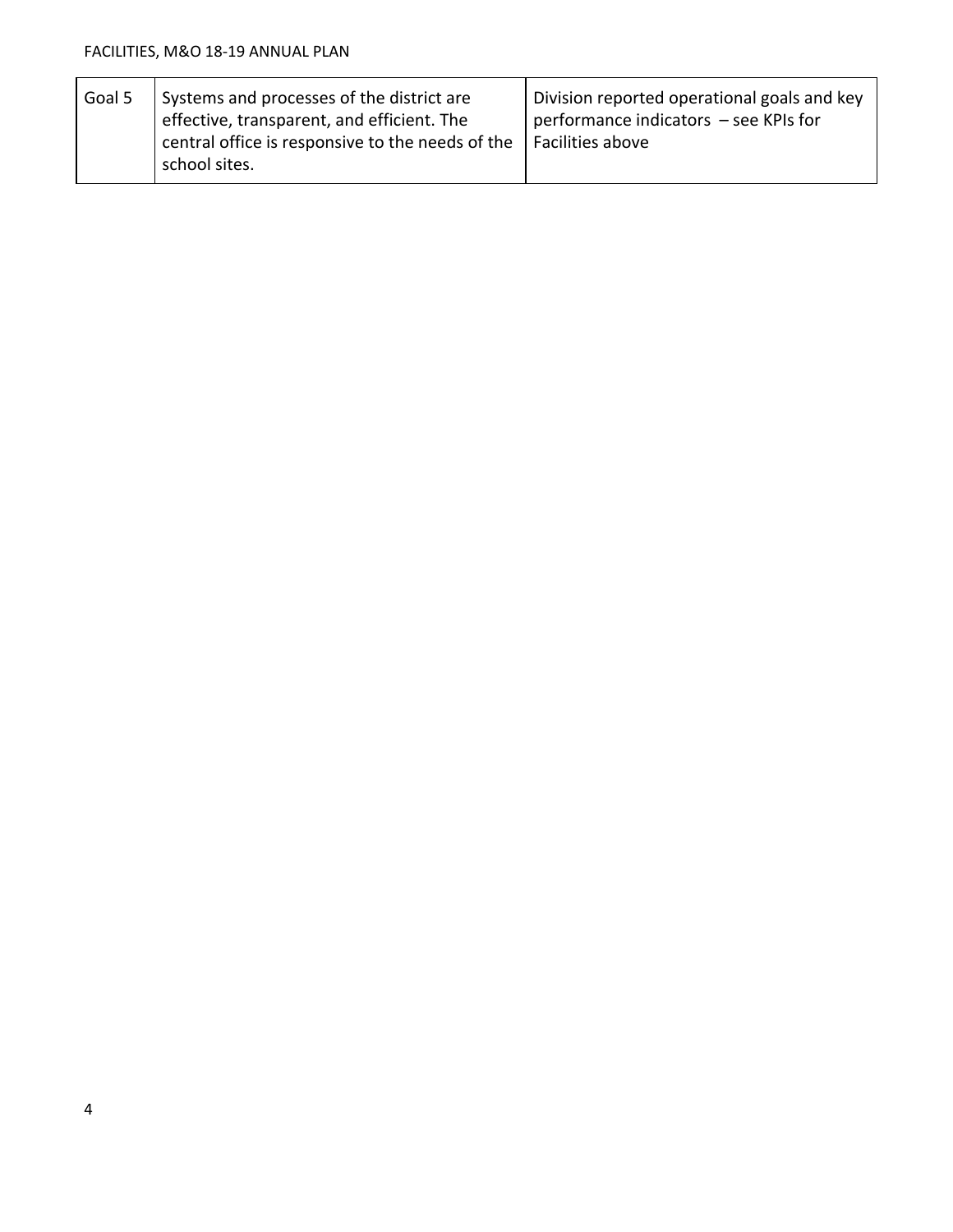| Goal 5 | Systems and processes of the district are effective, transparent, and efficient. The central office is responsive to the needs of the school sites. | Division reported operational goals and key performance indicators – see KPIs for Facilities above |
|---|---|---|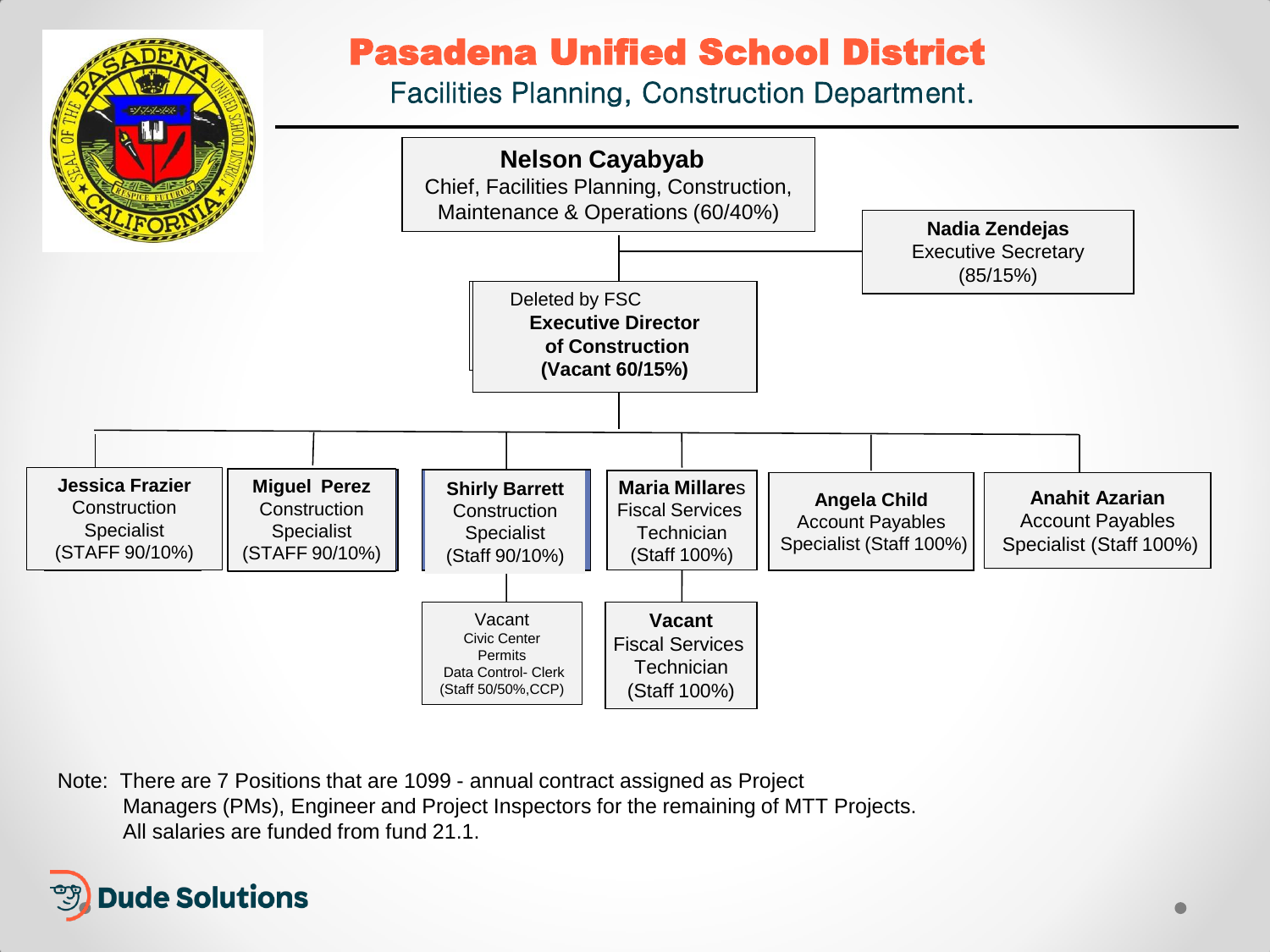# Pasadena Unified School District

## Facilities Planning, Construction Department.

**Nelson Cayabyab**
Chief, Facilities Planning, Construction, Maintenance & Operations (60/40%)

**Nadia Zendejas**
Executive Secretary
(85/15%)

Deleted by FSC
**Executive Director of Construction (Vacant 60/15%)**

- **Jessica Frazier**
  Construction Specialist
  (STAFF 90/10%)
- **Miguel Perez**
  Construction Specialist
  (STAFF 90/10%)
- **Shirly Barrett**
  Construction Specialist
  (Staff 90/10%)
  - Vacant
    Civic Center Permits
    Data Control- Clerk
    (Staff 50/50%,CCP)
- **Maria Millares**
  Fiscal Services Technician
  (Staff 100%)
  - **Vacant**
    Fiscal Services Technician
    (Staff 100%)
- **Angela Child**
  Account Payables Specialist (Staff 100%)
- **Anahit Azarian**
  Account Payables Specialist (Staff 100%)

Note: There are 7 Positions that are 1099 - annual contract assigned as Project Managers (PMs), Engineer and Project Inspectors for the remaining of MTT Projects. All salaries are funded from fund 21.1.

Dude Solutions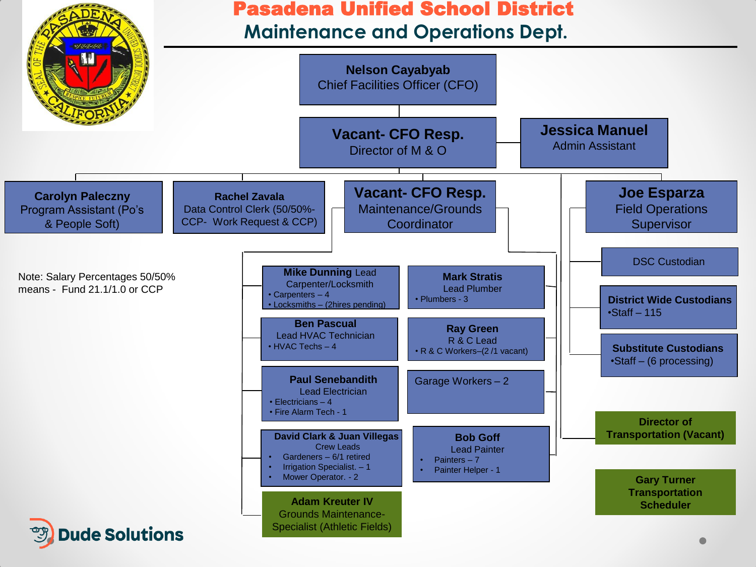# Pasadena Unified School District

## Maintenance and Operations Dept.

**Nelson Cayabyab**
Chief Facilities Officer (CFO)

**Vacant- CFO Resp.**
Director of M & O

**Jessica Manuel**
Admin Assistant

**Carolyn Paleczny**
Program Assistant (Po's & People Soft)

**Rachel Zavala**
Data Control Clerk (50/50%- CCP- Work Request & CCP)

**Vacant- CFO Resp.**
Maintenance/Grounds Coordinator

**Joe Esparza**
Field Operations Supervisor

Note: Salary Percentages 50/50% means - Fund 21.1/1.0 or CCP

**Mike Dunning** Lead Carpenter/Locksmith
- Carpenters – 4
- Locksmiths – (2hires pending)

**Mark Stratis**
Lead Plumber
- Plumbers - 3

**Ben Pascual**
Lead HVAC Technician
- HVAC Techs – 4

**Ray Green**
R & C Lead
- R & C Workers–(2 /1 vacant)

**Paul Senebandith**
Lead Electrician
- Electricians – 4
- Fire Alarm Tech - 1

Garage Workers – 2

**David Clark & Juan Villegas**
Crew Leads
- Gardeners – 6/1 retired
- Irrigation Specialist. – 1
- Mower Operator. - 2

**Bob Goff**
Lead Painter
- Painters – 7
- Painter Helper - 1

**Adam Kreuter IV**
Grounds Maintenance-Specialist (Athletic Fields)

DSC Custodian

**District Wide Custodians**
- Staff – 115

**Substitute Custodians**
- Staff – (6 processing)

**Director of Transportation (Vacant)**

**Gary Turner**
**Transportation Scheduler**

Dude Solutions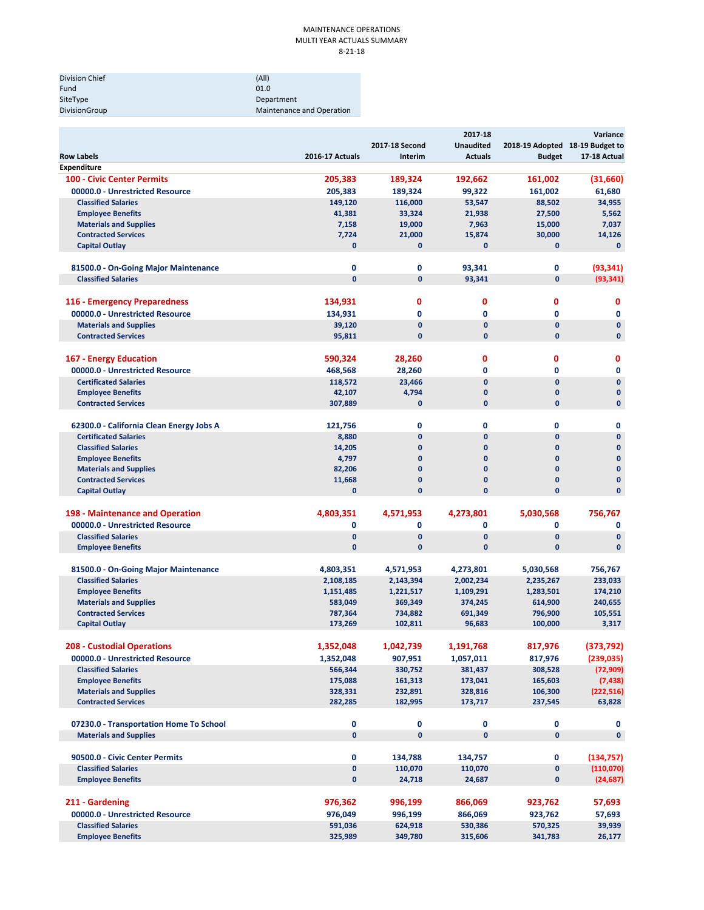MAINTENANCE OPERATIONS
MULTI YEAR ACTUALS SUMMARY
8-21-18

| | |
|---|---|
| Division Chief | (All) |
| Fund | 01.0 |
| SiteType | Department |
| DivisionGroup | Maintenance and Operation |

| Row Labels | 2016-17 Actuals | 2017-18 Second Interim | 2017-18 Unaudited Actuals | 2018-19 Adopted Budget | Variance 18-19 Budget to 17-18 Actual |
|---|---|---|---|---|---|
| **Expenditure** | | | | | |
| **100 - Civic Center Permits** | **205,383** | **189,324** | **192,662** | **161,002** | **(31,660)** |
| **00000.0 - Unrestricted Resource** | **205,383** | **189,324** | **99,322** | **161,002** | **61,680** |
| Classified Salaries | 149,120 | 116,000 | 53,547 | 88,502 | 34,955 |
| Employee Benefits | 41,381 | 33,324 | 21,938 | 27,500 | 5,562 |
| Materials and Supplies | 7,158 | 19,000 | 7,963 | 15,000 | 7,037 |
| Contracted Services | 7,724 | 21,000 | 15,874 | 30,000 | 14,126 |
| Capital Outlay | 0 | 0 | 0 | 0 | 0 |
| **81500.0 - On-Going Major Maintenance** | **0** | **0** | **93,341** | **0** | **(93,341)** |
| Classified Salaries | 0 | 0 | 93,341 | 0 | (93,341) |
| **116 - Emergency Preparedness** | **134,931** | **0** | **0** | **0** | **0** |
| **00000.0 - Unrestricted Resource** | **134,931** | **0** | **0** | **0** | **0** |
| Materials and Supplies | 39,120 | 0 | 0 | 0 | 0 |
| Contracted Services | 95,811 | 0 | 0 | 0 | 0 |
| **167 - Energy Education** | **590,324** | **28,260** | **0** | **0** | **0** |
| **00000.0 - Unrestricted Resource** | **468,568** | **28,260** | **0** | **0** | **0** |
| Certificated Salaries | 118,572 | 23,466 | 0 | 0 | 0 |
| Employee Benefits | 42,107 | 4,794 | 0 | 0 | 0 |
| Contracted Services | 307,889 | 0 | 0 | 0 | 0 |
| **62300.0 - California Clean Energy Jobs A** | **121,756** | **0** | **0** | **0** | **0** |
| Certificated Salaries | 8,880 | 0 | 0 | 0 | 0 |
| Classified Salaries | 14,205 | 0 | 0 | 0 | 0 |
| Employee Benefits | 4,797 | 0 | 0 | 0 | 0 |
| Materials and Supplies | 82,206 | 0 | 0 | 0 | 0 |
| Contracted Services | 11,668 | 0 | 0 | 0 | 0 |
| Capital Outlay | 0 | 0 | 0 | 0 | 0 |
| **198 - Maintenance and Operation** | **4,803,351** | **4,571,953** | **4,273,801** | **5,030,568** | **756,767** |
| **00000.0 - Unrestricted Resource** | **0** | **0** | **0** | **0** | **0** |
| Classified Salaries | 0 | 0 | 0 | 0 | 0 |
| Employee Benefits | 0 | 0 | 0 | 0 | 0 |
| **81500.0 - On-Going Major Maintenance** | **4,803,351** | **4,571,953** | **4,273,801** | **5,030,568** | **756,767** |
| Classified Salaries | 2,108,185 | 2,143,394 | 2,002,234 | 2,235,267 | 233,033 |
| Employee Benefits | 1,151,485 | 1,221,517 | 1,109,291 | 1,283,501 | 174,210 |
| Materials and Supplies | 583,049 | 369,349 | 374,245 | 614,900 | 240,655 |
| Contracted Services | 787,364 | 734,882 | 691,349 | 796,900 | 105,551 |
| Capital Outlay | 173,269 | 102,811 | 96,683 | 100,000 | 3,317 |
| **208 - Custodial Operations** | **1,352,048** | **1,042,739** | **1,191,768** | **817,976** | **(373,792)** |
| **00000.0 - Unrestricted Resource** | **1,352,048** | **907,951** | **1,057,011** | **817,976** | **(239,035)** |
| Classified Salaries | 566,344 | 330,752 | 381,437 | 308,528 | (72,909) |
| Employee Benefits | 175,088 | 161,313 | 173,041 | 165,603 | (7,438) |
| Materials and Supplies | 328,331 | 232,891 | 328,816 | 106,300 | (222,516) |
| Contracted Services | 282,285 | 182,995 | 173,717 | 237,545 | 63,828 |
| **07230.0 - Transportation Home To School** | **0** | **0** | **0** | **0** | **0** |
| Materials and Supplies | 0 | 0 | 0 | 0 | 0 |
| **90500.0 - Civic Center Permits** | **0** | **134,788** | **134,757** | **0** | **(134,757)** |
| Classified Salaries | 0 | 110,070 | 110,070 | 0 | (110,070) |
| Employee Benefits | 0 | 24,718 | 24,687 | 0 | (24,687) |
| **211 - Gardening** | **976,362** | **996,199** | **866,069** | **923,762** | **57,693** |
| **00000.0 - Unrestricted Resource** | **976,049** | **996,199** | **866,069** | **923,762** | **57,693** |
| Classified Salaries | 591,036 | 624,918 | 530,386 | 570,325 | 39,939 |
| Employee Benefits | 325,989 | 349,780 | 315,606 | 341,783 | 26,177 |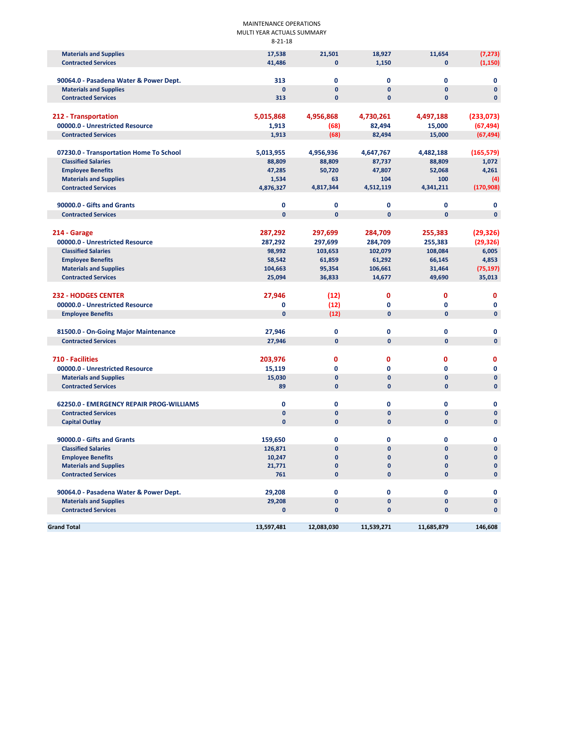MAINTENANCE OPERATIONS
MULTI YEAR ACTUALS SUMMARY
8-21-18

| | | | | | |
|---|---|---|---|---|---|
| Materials and Supplies | 17,538 | 21,501 | 18,927 | 11,654 | (7,273) |
| Contracted Services | 41,486 | 0 | 1,150 | 0 | (1,150) |
| | | | | | |
| 90064.0 - Pasadena Water & Power Dept. | 313 | 0 | 0 | 0 | 0 |
| Materials and Supplies | 0 | 0 | 0 | 0 | 0 |
| Contracted Services | 313 | 0 | 0 | 0 | 0 |
| | | | | | |
| **212 - Transportation** | **5,015,868** | **4,956,868** | **4,730,261** | **4,497,188** | **(233,073)** |
| 00000.0 - Unrestricted Resource | 1,913 | (68) | 82,494 | 15,000 | (67,494) |
| Contracted Services | 1,913 | (68) | 82,494 | 15,000 | (67,494) |
| | | | | | |
| 07230.0 - Transportation Home To School | 5,013,955 | 4,956,936 | 4,647,767 | 4,482,188 | (165,579) |
| Classified Salaries | 88,809 | 88,809 | 87,737 | 88,809 | 1,072 |
| Employee Benefits | 47,285 | 50,720 | 47,807 | 52,068 | 4,261 |
| Materials and Supplies | 1,534 | 63 | 104 | 100 | (4) |
| Contracted Services | 4,876,327 | 4,817,344 | 4,512,119 | 4,341,211 | (170,908) |
| | | | | | |
| 90000.0 - Gifts and Grants | 0 | 0 | 0 | 0 | 0 |
| Contracted Services | 0 | 0 | 0 | 0 | 0 |
| | | | | | |
| **214 - Garage** | **287,292** | **297,699** | **284,709** | **255,383** | **(29,326)** |
| 00000.0 - Unrestricted Resource | 287,292 | 297,699 | 284,709 | 255,383 | (29,326) |
| Classified Salaries | 98,992 | 103,653 | 102,079 | 108,084 | 6,005 |
| Employee Benefits | 58,542 | 61,859 | 61,292 | 66,145 | 4,853 |
| Materials and Supplies | 104,663 | 95,354 | 106,661 | 31,464 | (75,197) |
| Contracted Services | 25,094 | 36,833 | 14,677 | 49,690 | 35,013 |
| | | | | | |
| **232 - HODGES CENTER** | **27,946** | **(12)** | **0** | **0** | **0** |
| 00000.0 - Unrestricted Resource | 0 | (12) | 0 | 0 | 0 |
| Employee Benefits | 0 | (12) | 0 | 0 | 0 |
| | | | | | |
| 81500.0 - On-Going Major Maintenance | 27,946 | 0 | 0 | 0 | 0 |
| Contracted Services | 27,946 | 0 | 0 | 0 | 0 |
| | | | | | |
| **710 - Facilities** | **203,976** | **0** | **0** | **0** | **0** |
| 00000.0 - Unrestricted Resource | 15,119 | 0 | 0 | 0 | 0 |
| Materials and Supplies | 15,030 | 0 | 0 | 0 | 0 |
| Contracted Services | 89 | 0 | 0 | 0 | 0 |
| | | | | | |
| 62250.0 - EMERGENCY REPAIR PROG-WILLIAMS | 0 | 0 | 0 | 0 | 0 |
| Contracted Services | 0 | 0 | 0 | 0 | 0 |
| Capital Outlay | 0 | 0 | 0 | 0 | 0 |
| | | | | | |
| 90000.0 - Gifts and Grants | 159,650 | 0 | 0 | 0 | 0 |
| Classified Salaries | 126,871 | 0 | 0 | 0 | 0 |
| Employee Benefits | 10,247 | 0 | 0 | 0 | 0 |
| Materials and Supplies | 21,771 | 0 | 0 | 0 | 0 |
| Contracted Services | 761 | 0 | 0 | 0 | 0 |
| | | | | | |
| 90064.0 - Pasadena Water & Power Dept. | 29,208 | 0 | 0 | 0 | 0 |
| Materials and Supplies | 29,208 | 0 | 0 | 0 | 0 |
| Contracted Services | 0 | 0 | 0 | 0 | 0 |
| | | | | | |
| **Grand Total** | **13,597,481** | **12,083,030** | **11,539,271** | **11,685,879** | **146,608** |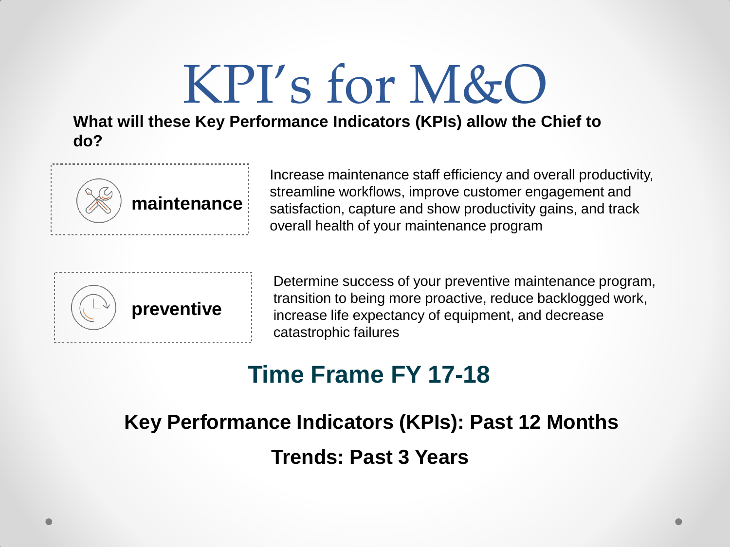# KPI's for M&O

**What will these Key Performance Indicators (KPIs) allow the Chief to do?**

**maintenance**

Increase maintenance staff efficiency and overall productivity, streamline workflows, improve customer engagement and satisfaction, capture and show productivity gains, and track overall health of your maintenance program

**preventive**

Determine success of your preventive maintenance program, transition to being more proactive, reduce backlogged work, increase life expectancy of equipment, and decrease catastrophic failures

## Time Frame FY 17-18

**Key Performance Indicators (KPIs): Past 12 Months**

**Trends: Past 3 Years**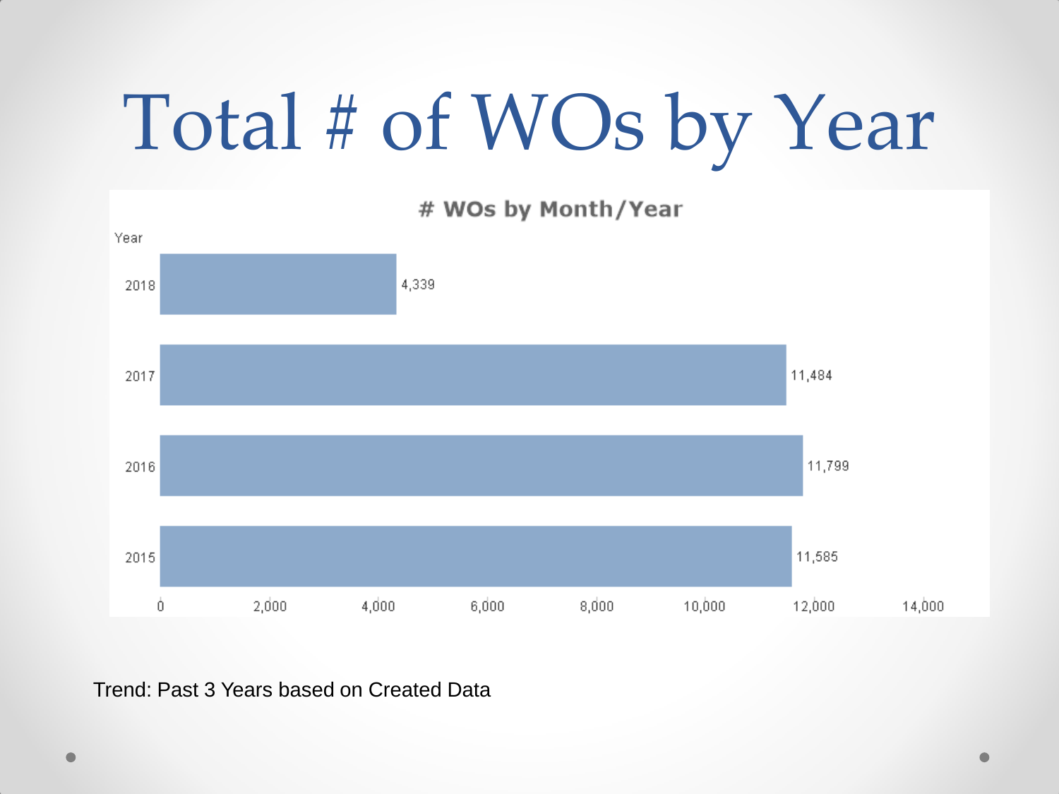# Total # of WOs by Year

**# WOs by Month/Year**

| Year | # WOs |
|---|---|
| 2018 | 4,339 |
| 2017 | 11,484 |
| 2016 | 11,799 |
| 2015 | 11,585 |

Trend: Past 3 Years based on Created Data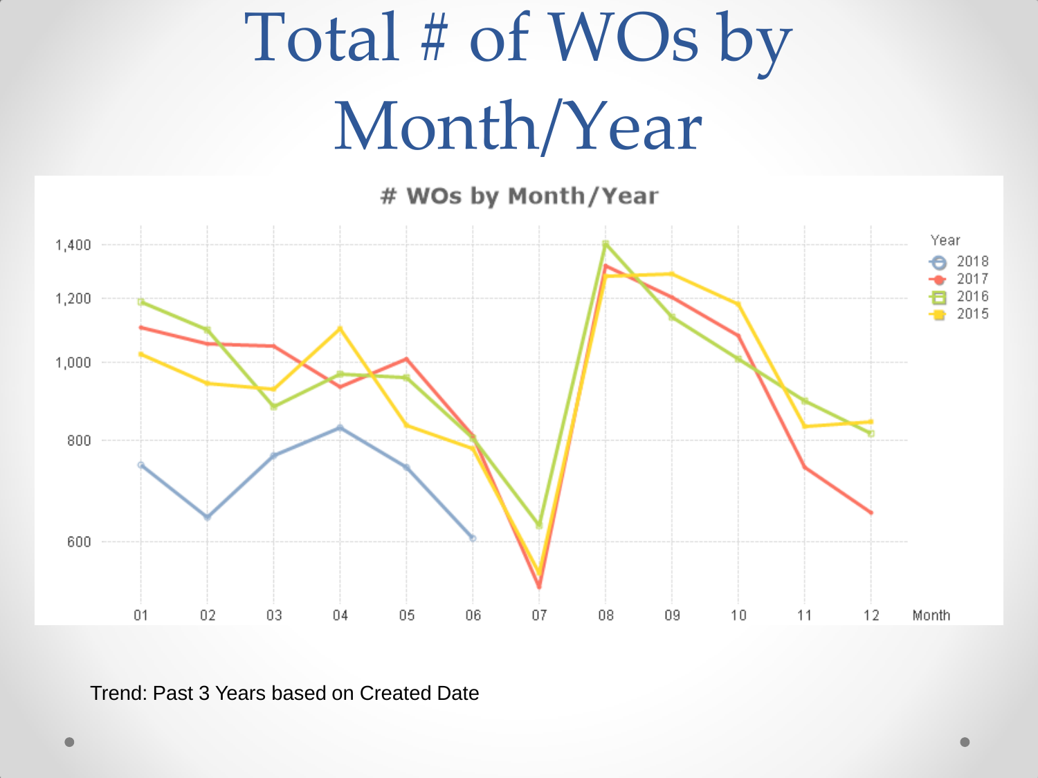# Total # of WOs by Month/Year

Trend: Past 3 Years based on Created Date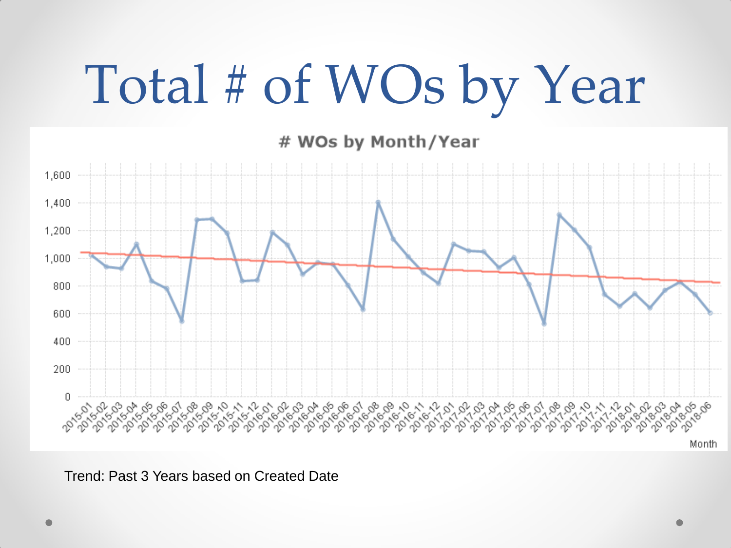# Total # of WOs by Year

Trend: Past 3 Years based on Created Date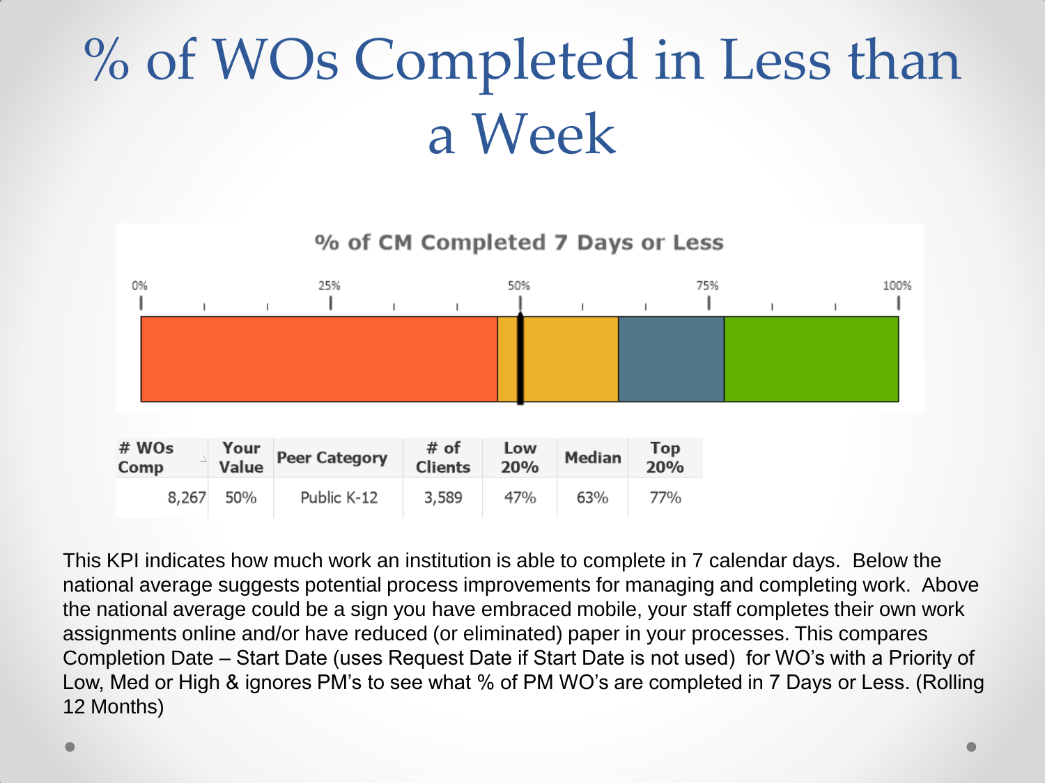# % of WOs Completed in Less than a Week

% of CM Completed 7 Days or Less

| # WOs Comp | Your Value | Peer Category | # of Clients | Low 20% | Median | Top 20% |
|---|---|---|---|---|---|---|
| 8,267 | 50% | Public K-12 | 3,589 | 47% | 63% | 77% |

This KPI indicates how much work an institution is able to complete in 7 calendar days. Below the national average suggests potential process improvements for managing and completing work. Above the national average could be a sign you have embraced mobile, your staff completes their own work assignments online and/or have reduced (or eliminated) paper in your processes. This compares Completion Date – Start Date (uses Request Date if Start Date is not used) for WO's with a Priority of Low, Med or High & ignores PM's to see what % of PM WO's are completed in 7 Days or Less. (Rolling 12 Months)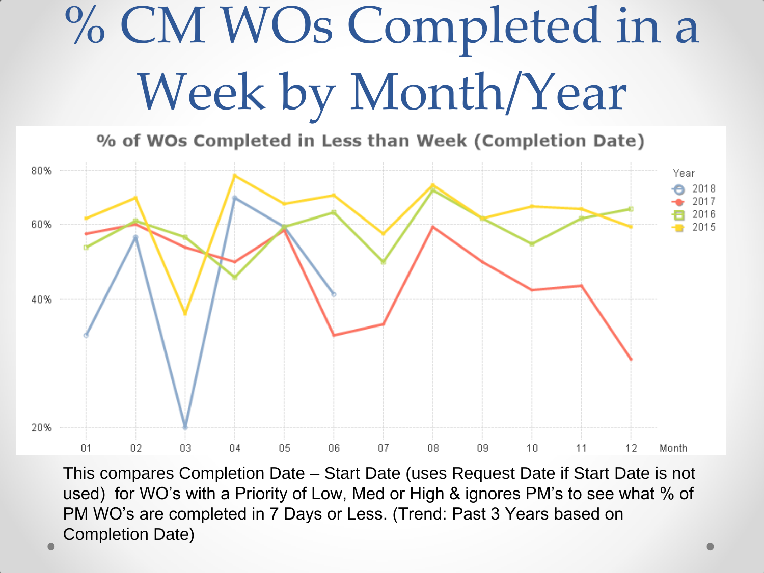# % CM WOs Completed in a Week by Month/Year

This compares Completion Date – Start Date (uses Request Date if Start Date is not used) for WO's with a Priority of Low, Med or High & ignores PM's to see what % of PM WO's are completed in 7 Days or Less. (Trend: Past 3 Years based on Completion Date)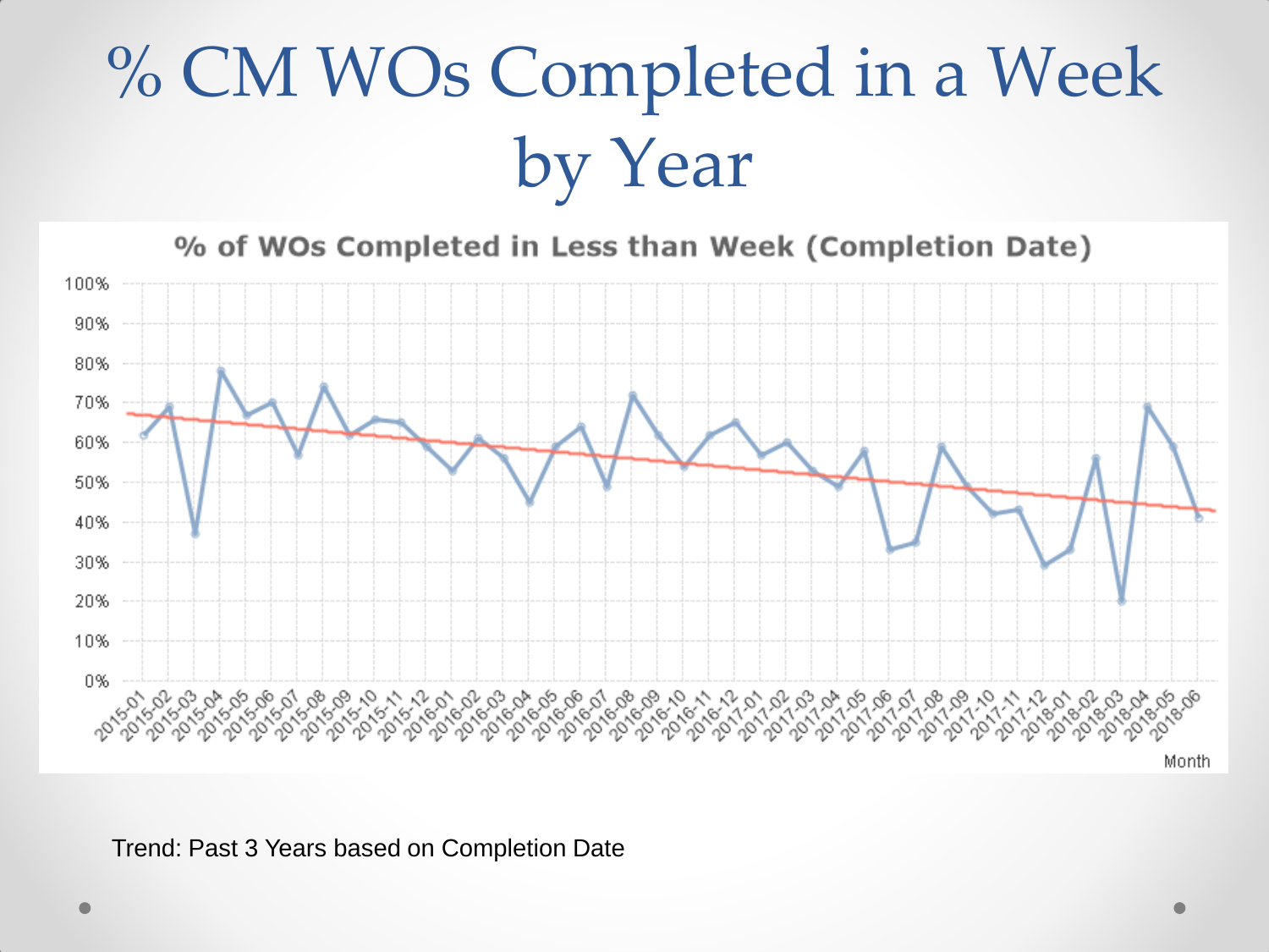# % CM WOs Completed in a Week by Year

**% of WOs Completed in Less than Week (Completion Date)**

Trend: Past 3 Years based on Completion Date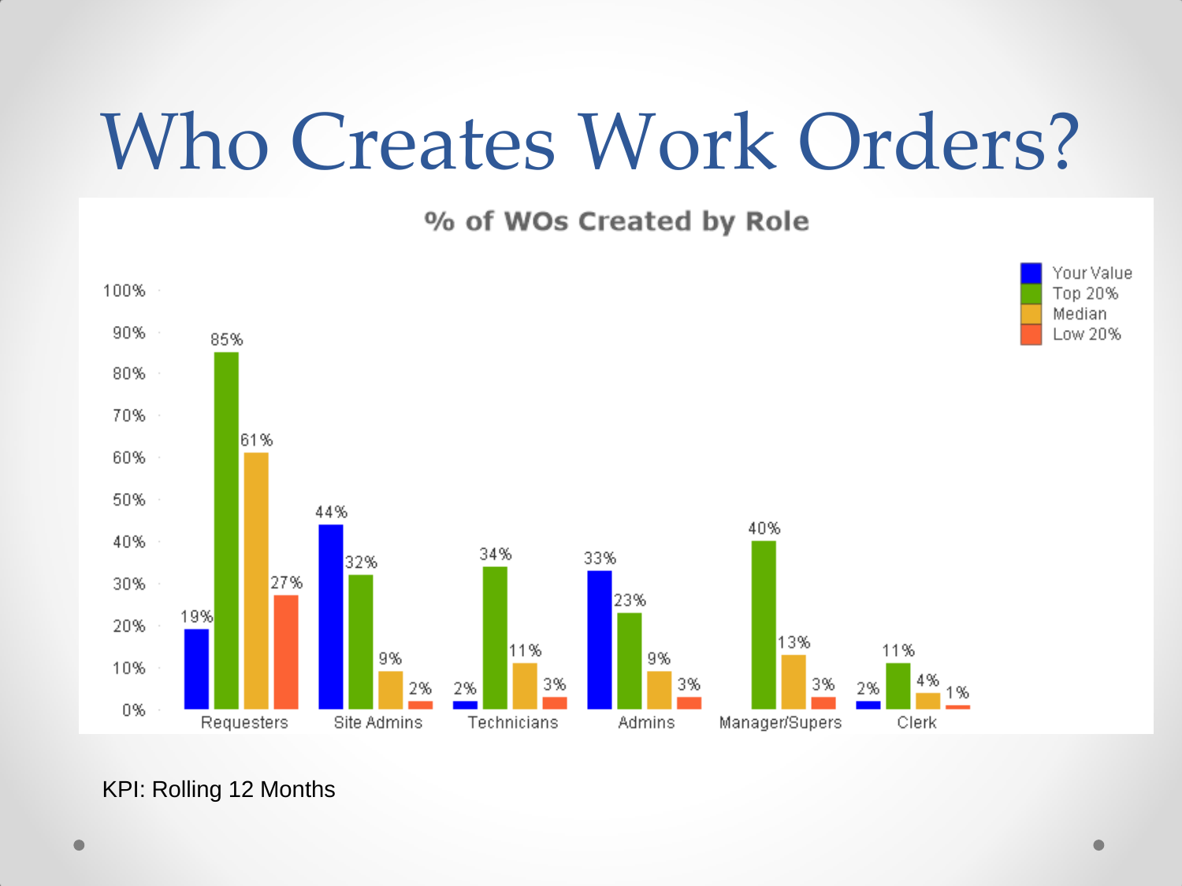# Who Creates Work Orders?

**% of WOs Created by Role**

| Role | Your Value | Top 20% | Median | Low 20% |
|---|---|---|---|---|
| Requesters | 19% | 85% | 61% | 27% |
| Site Admins | 44% | 32% | 9% | 2% |
| Technicians | 2% | 34% | 11% | 3% |
| Admins | 33% | 23% | 9% | 3% |
| Manager/Supers | | 40% | 13% | 3% |
| Clerk | 2% | 11% | 4% | 1% |

KPI: Rolling 12 Months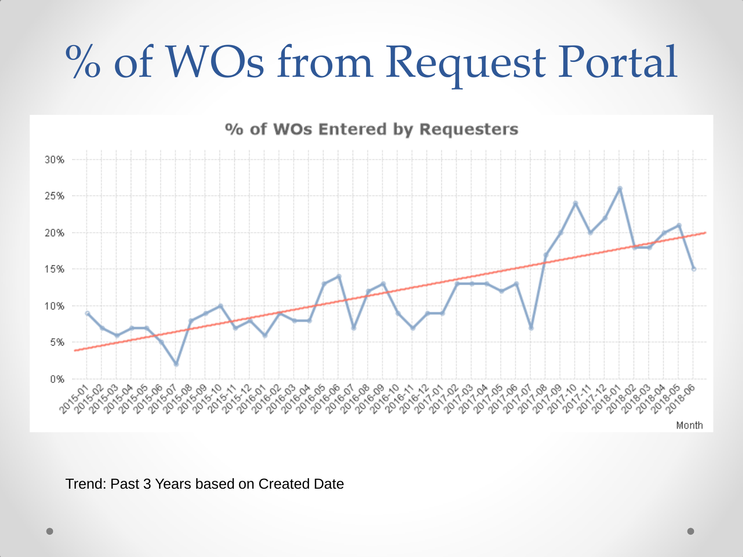# % of WOs from Request Portal

**% of WOs Entered by Requesters**

| Month | % |
|---|---|
| 2015-01 | 9% |
| 2015-02 | 7% |
| 2015-03 | 6% |
| 2015-04 | 7% |
| 2015-05 | 7% |
| 2015-06 | 5% |
| 2015-07 | 2% |
| 2015-08 | 8% |
| 2015-09 | 9% |
| 2015-10 | 10% |
| 2015-11 | 7% |
| 2015-12 | 8% |
| 2016-01 | 6% |
| 2016-02 | 9% |
| 2016-03 | 8% |
| 2016-04 | 8% |
| 2016-05 | 13% |
| 2016-06 | 14% |
| 2016-07 | 7% |
| 2016-08 | 12% |
| 2016-09 | 13% |
| 2016-10 | 9% |
| 2016-11 | 7% |
| 2016-12 | 9% |
| 2017-01 | 9% |
| 2017-02 | 13% |
| 2017-03 | 13% |
| 2017-04 | 13% |
| 2017-05 | 12% |
| 2017-06 | 13% |
| 2017-07 | 7% |
| 2017-08 | 17% |
| 2017-09 | 20% |
| 2017-10 | 24% |
| 2017-11 | 20% |
| 2017-12 | 22% |
| 2018-01 | 26% |
| 2018-02 | 18% |
| 2018-03 | 18% |
| 2018-04 | 20% |
| 2018-05 | 21% |
| 2018-06 | 15% |

Trend: Past 3 Years based on Created Date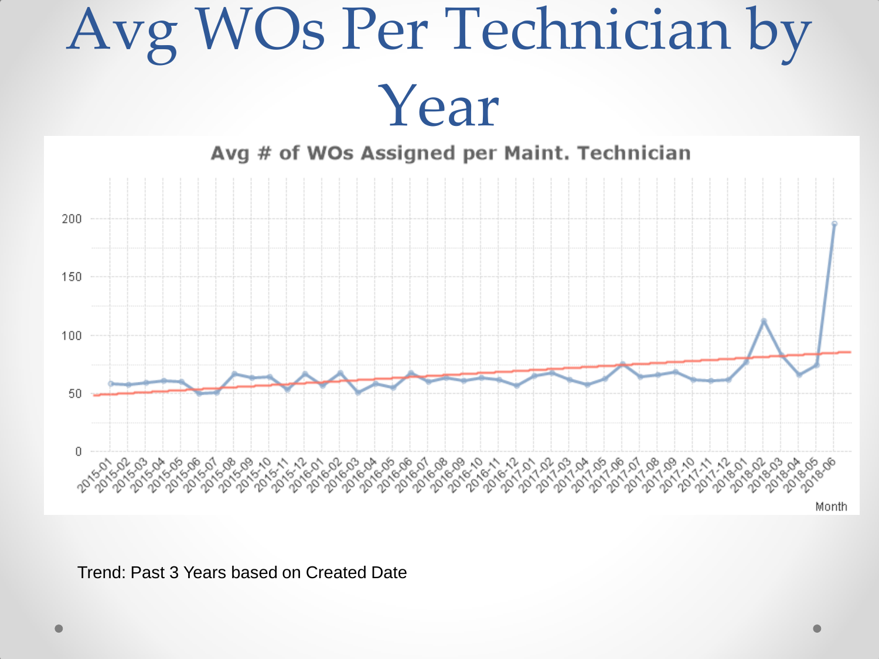# Avg WOs Per Technician by Year

Avg # of WOs Assigned per Maint. Technician

Trend: Past 3 Years based on Created Date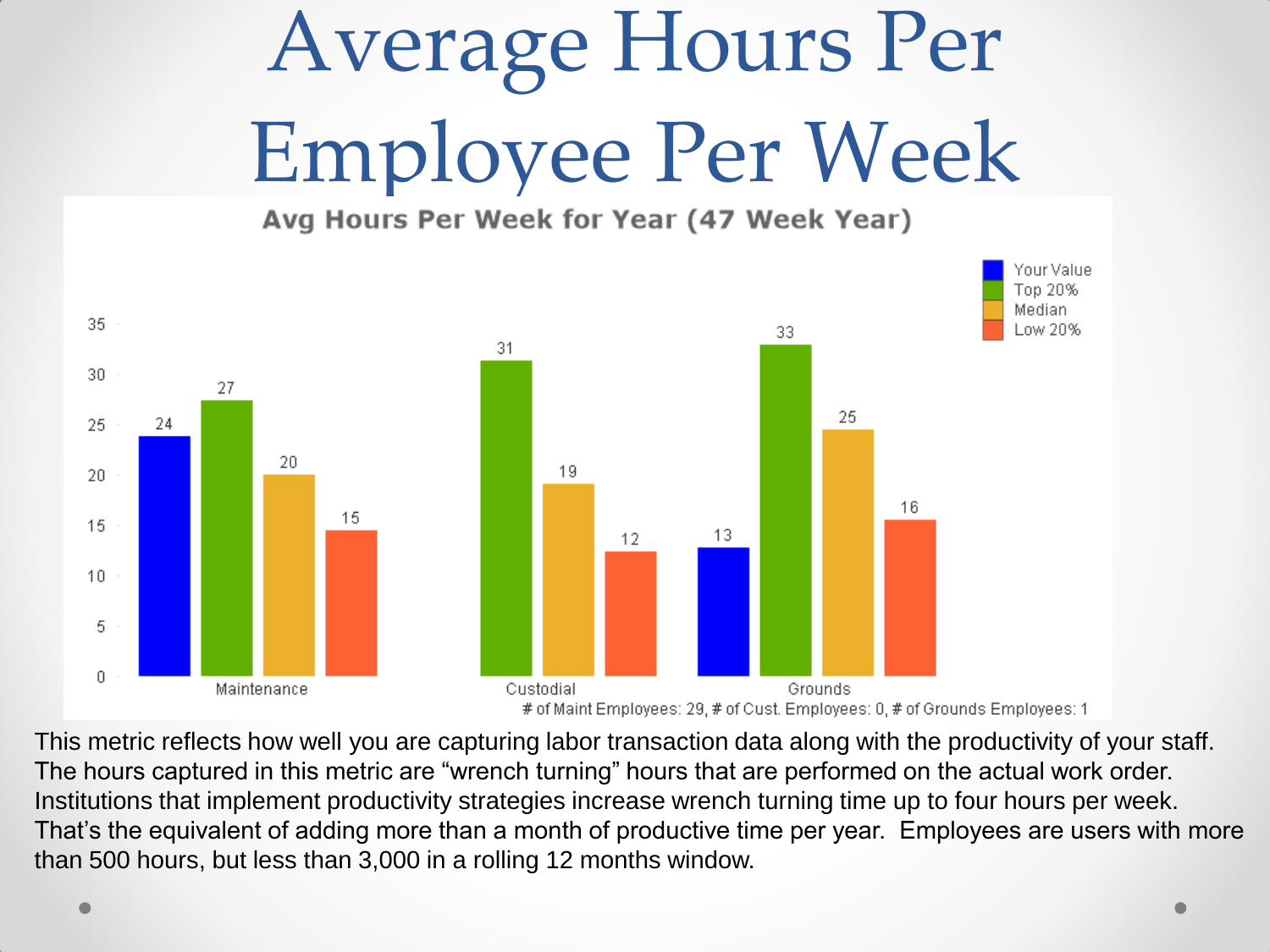# Average Hours Per Employee Per Week

**Avg Hours Per Week for Year (47 Week Year)**

| | Your Value | Top 20% | Median | Low 20% |
|---|---|---|---|---|
| Maintenance | 24 | 27 | 20 | 15 |
| Custodial | | 31 | 19 | 12 |
| Grounds | 13 | 33 | 25 | 16 |

# of Maint Employees: 29, # of Cust. Employees: 0, # of Grounds Employees: 1

This metric reflects how well you are capturing labor transaction data along with the productivity of your staff. The hours captured in this metric are "wrench turning" hours that are performed on the actual work order. Institutions that implement productivity strategies increase wrench turning time up to four hours per week. That's the equivalent of adding more than a month of productive time per year. Employees are users with more than 500 hours, but less than 3,000 in a rolling 12 months window.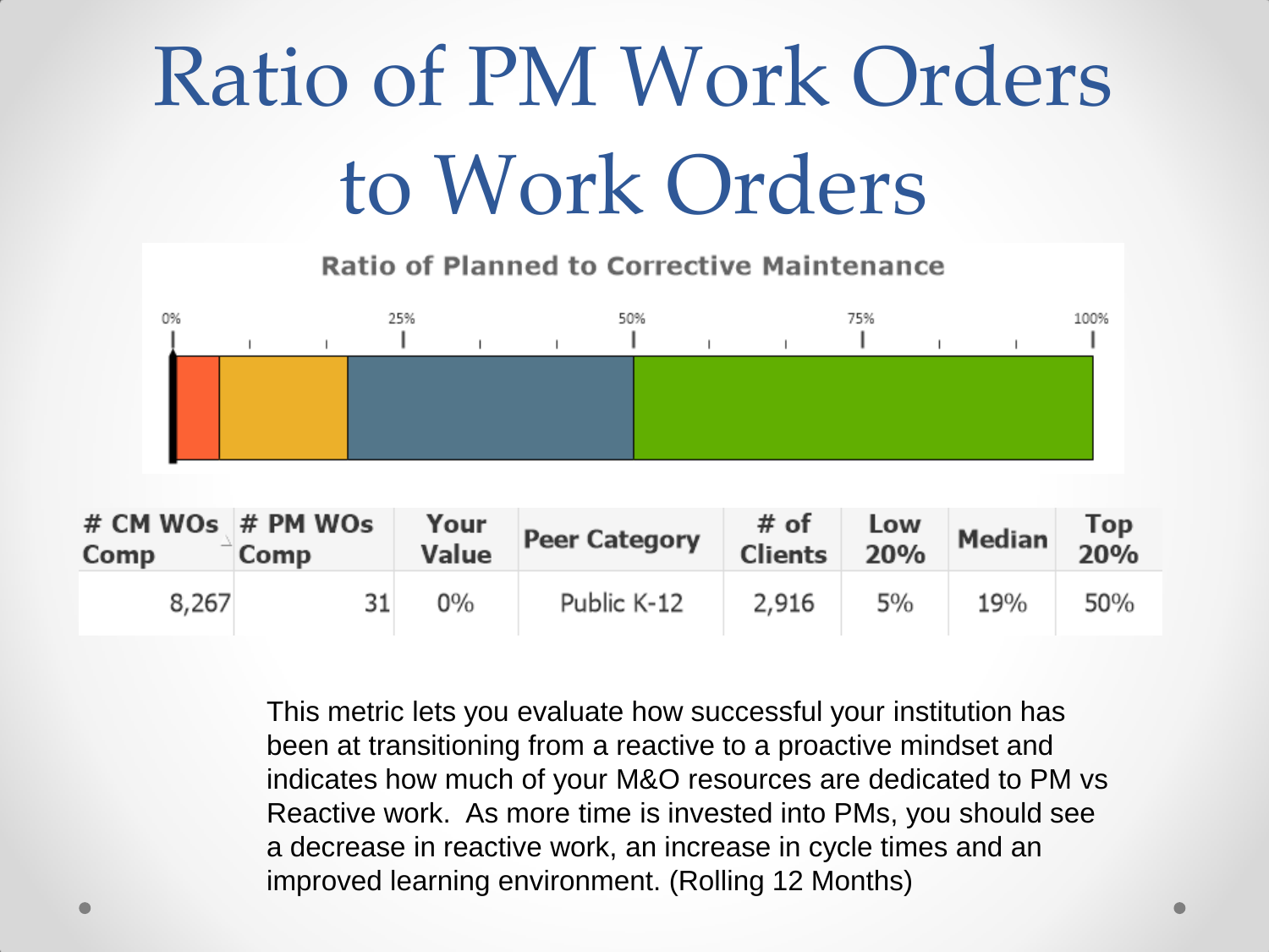# Ratio of PM Work Orders to Work Orders

**Ratio of Planned to Corrective Maintenance**

0% 25% 50% 75% 100%

| # CM WOs Comp | # PM WOs Comp | Your Value | Peer Category | # of Clients | Low 20% | Median | Top 20% |
|---|---|---|---|---|---|---|---|
| 8,267 | 31 | 0% | Public K-12 | 2,916 | 5% | 19% | 50% |

This metric lets you evaluate how successful your institution has been at transitioning from a reactive to a proactive mindset and indicates how much of your M&O resources are dedicated to PM vs Reactive work. As more time is invested into PMs, you should see a decrease in reactive work, an increase in cycle times and an improved learning environment. (Rolling 12 Months)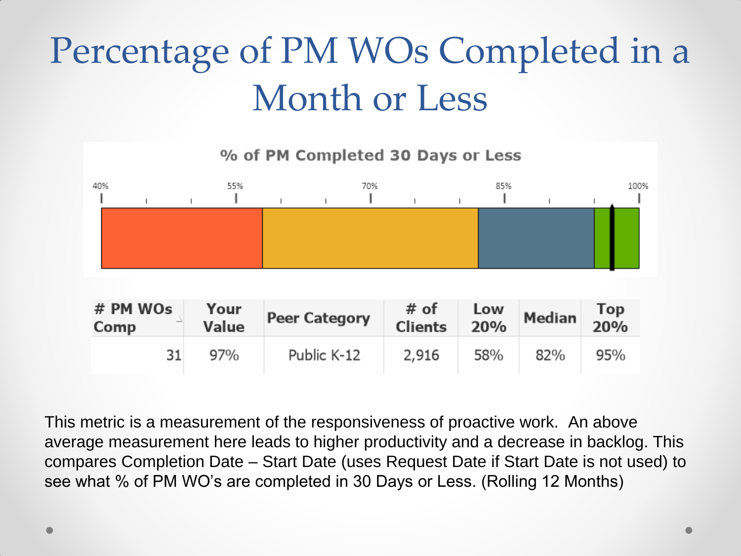# Percentage of PM WOs Completed in a Month or Less

% of PM Completed 30 Days or Less

| # PM WOs Comp | Your Value | Peer Category | # of Clients | Low 20% | Median | Top 20% |
|---|---|---|---|---|---|---|
| 31 | 97% | Public K-12 | 2,916 | 58% | 82% | 95% |

This metric is a measurement of the responsiveness of proactive work. An above average measurement here leads to higher productivity and a decrease in backlog. This compares Completion Date – Start Date (uses Request Date if Start Date is not used) to see what % of PM WO's are completed in 30 Days or Less. (Rolling 12 Months)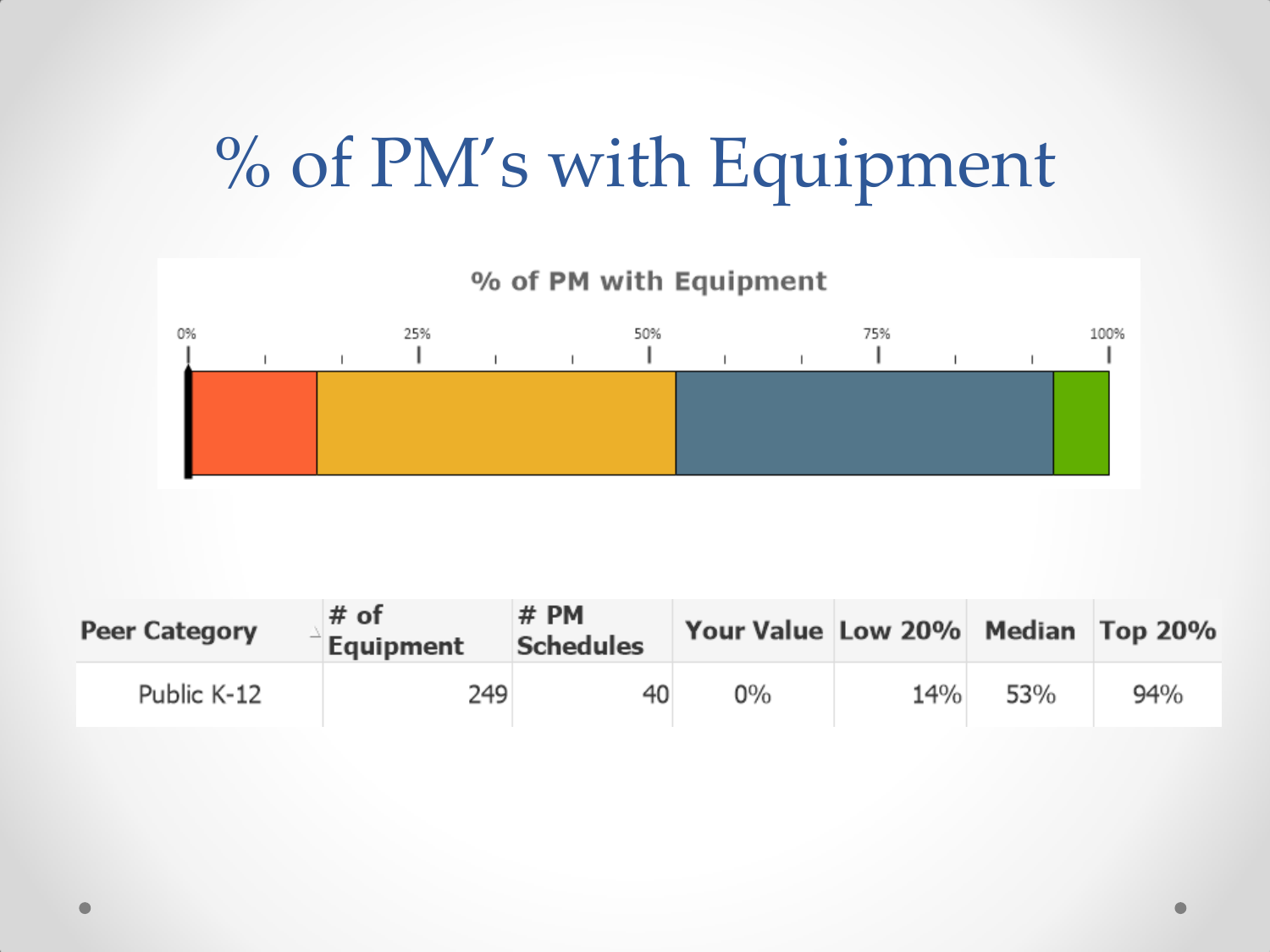# % of PM's with Equipment

**% of PM with Equipment**

0% 25% 50% 75% 100%

| Peer Category | # of Equipment | # PM Schedules | Your Value | Low 20% | Median | Top 20% |
|---|---|---|---|---|---|---|
| Public K-12 | 249 | 40 | 0% | 14% | 53% | 94% |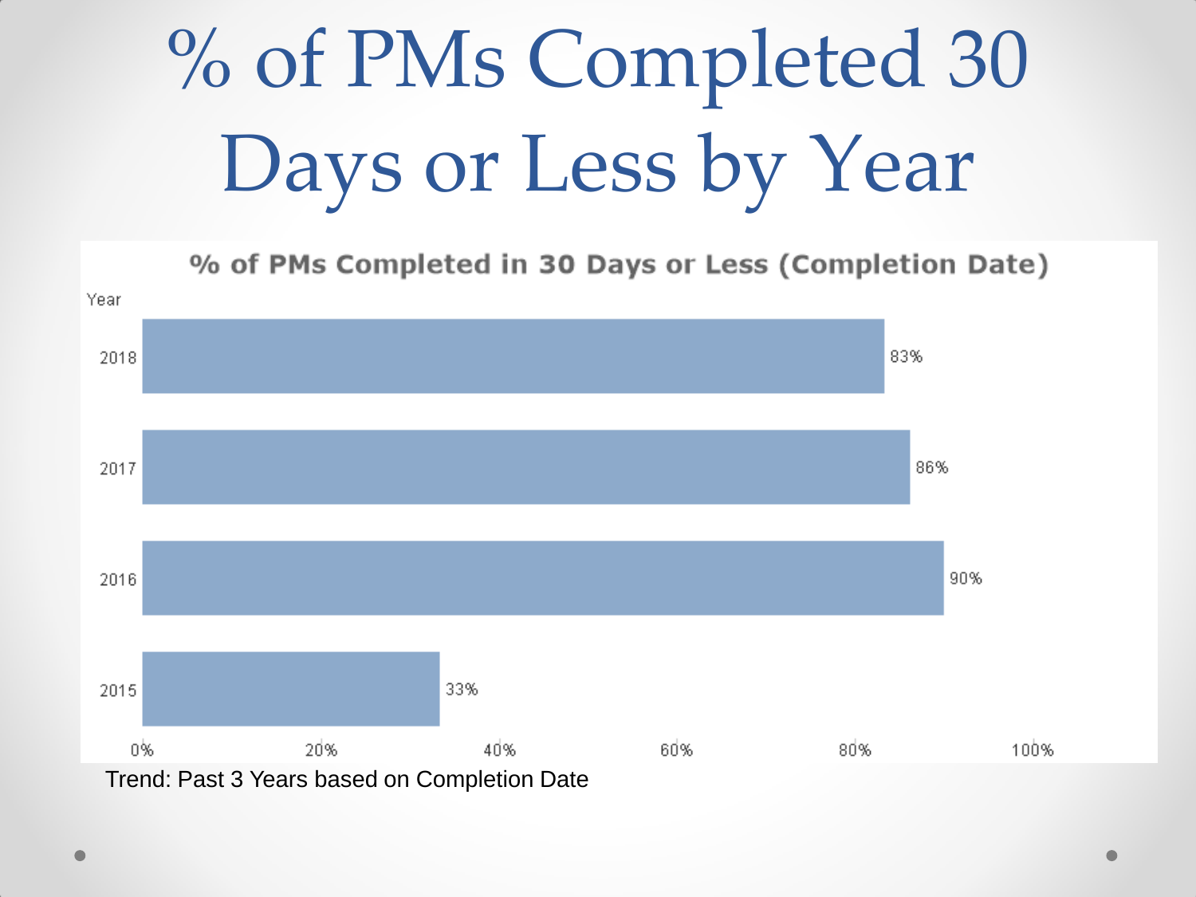# % of PMs Completed 30 Days or Less by Year

**% of PMs Completed in 30 Days or Less (Completion Date)**

| Year | % |
|---|---|
| 2018 | 83% |
| 2017 | 86% |
| 2016 | 90% |
| 2015 | 33% |

Trend: Past 3 Years based on Completion Date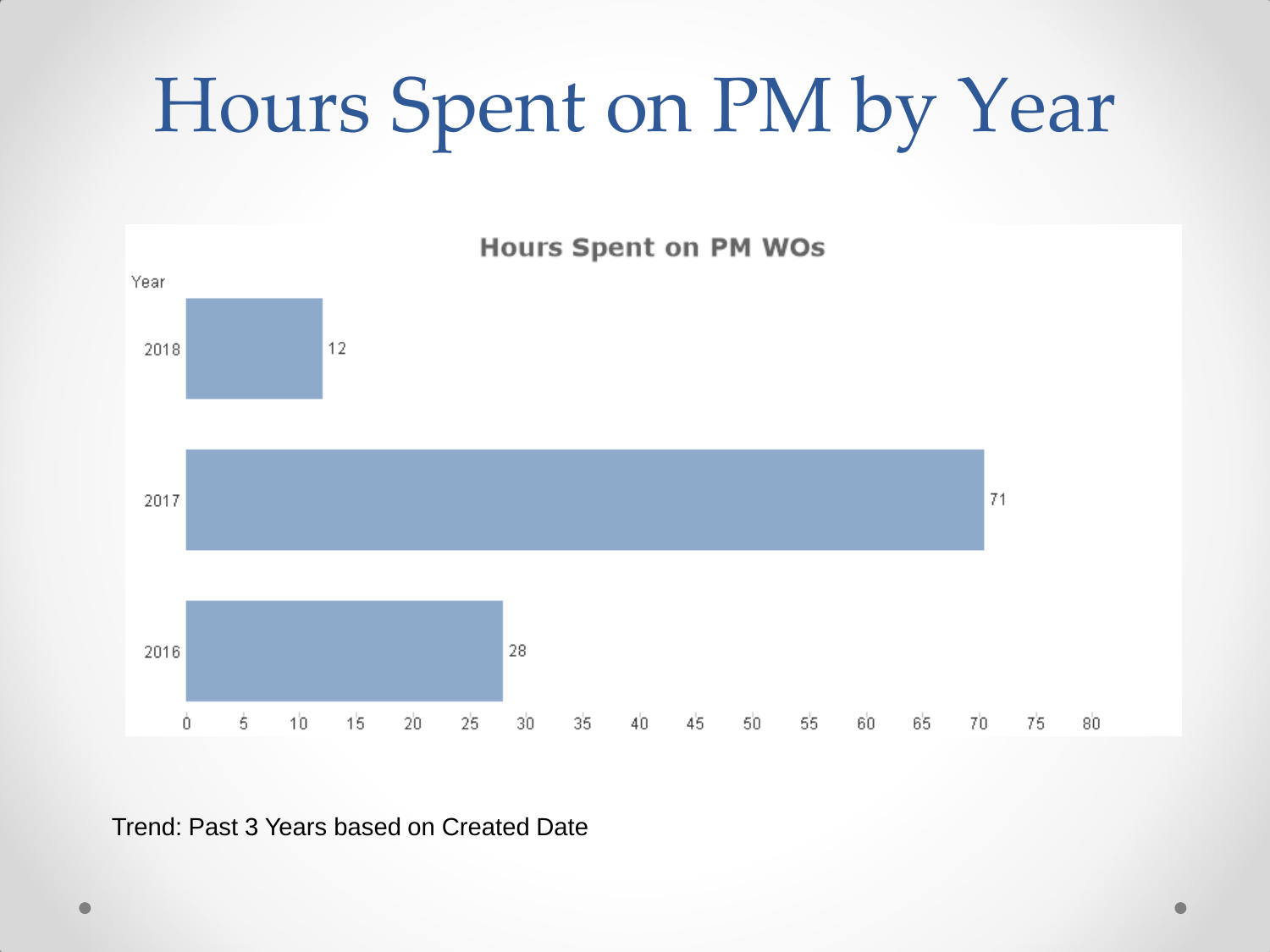# Hours Spent on PM by Year

**Hours Spent on PM WOs**

| Year | Hours |
|---|---|
| 2018 | 12 |
| 2017 | 71 |
| 2016 | 28 |

Trend: Past 3 Years based on Created Date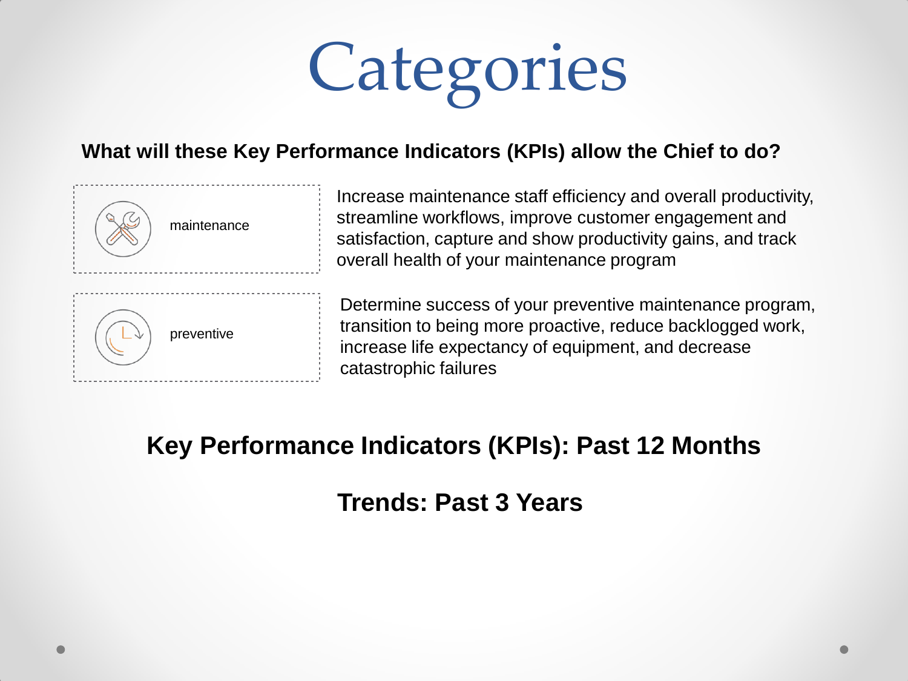# Categories

**What will these Key Performance Indicators (KPIs) allow the Chief to do?**

maintenance

Increase maintenance staff efficiency and overall productivity, streamline workflows, improve customer engagement and satisfaction, capture and show productivity gains, and track overall health of your maintenance program

preventive

Determine success of your preventive maintenance program, transition to being more proactive, reduce backlogged work, increase life expectancy of equipment, and decrease catastrophic failures

## Key Performance Indicators (KPIs): Past 12 Months

## Trends: Past 3 Years